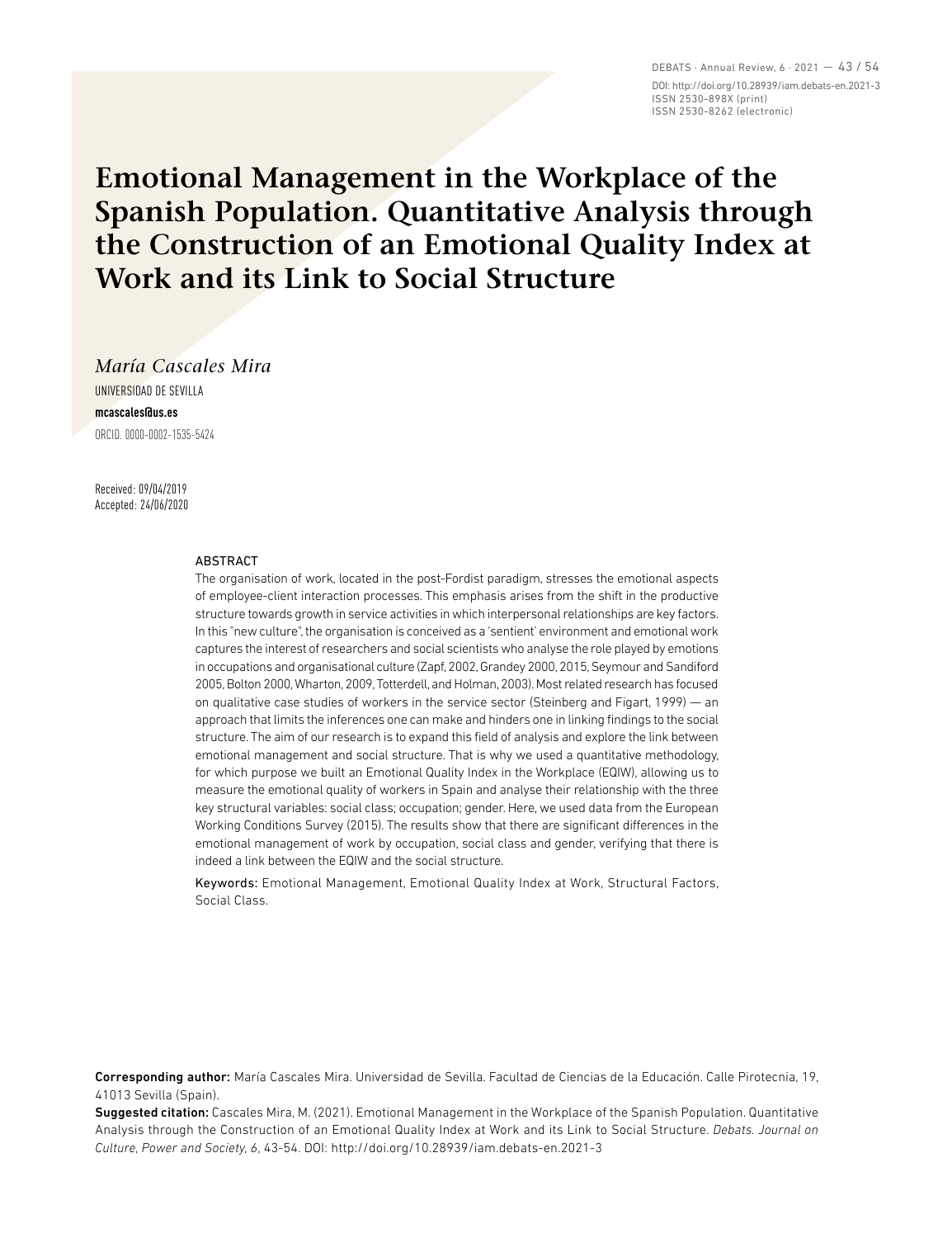# Emotional Management in the Workplace of the Spanish Population. Quantitative Analysis through the Construction of an Emotional Quality Index at Work and its Link to Social Structure

*María Cascales Mira*

UNIVERSIDAD DE SEVILLA

**mcascales@us.es**

ORCID. 0000-0002-1535-5424

Received: 09/04/2019
Accepted: 24/06/2020

## ABSTRACT

The organisation of work, located in the post-Fordist paradigm, stresses the emotional aspects of employee-client interaction processes. This emphasis arises from the shift in the productive structure towards growth in service activities in which interpersonal relationships are key factors. In this "new culture", the organisation is conceived as a 'sentient' environment and emotional work captures the interest of researchers and social scientists who analyse the role played by emotions in occupations and organisational culture (Zapf, 2002, Grandey 2000, 2015, Seymour and Sandiford 2005, Bolton 2000, Wharton, 2009, Totterdell, and Holman, 2003). Most related research has focused on qualitative case studies of workers in the service sector (Steinberg and Figart, 1999) — an approach that limits the inferences one can make and hinders one in linking findings to the social structure. The aim of our research is to expand this field of analysis and explore the link between emotional management and social structure. That is why we used a quantitative methodology, for which purpose we built an Emotional Quality Index in the Workplace (EQIW), allowing us to measure the emotional quality of workers in Spain and analyse their relationship with the three key structural variables: social class; occupation; gender. Here, we used data from the European Working Conditions Survey (2015). The results show that there are significant differences in the emotional management of work by occupation, social class and gender, verifying that there is indeed a link between the EQIW and the social structure.

**Keywords:** Emotional Management, Emotional Quality Index at Work, Structural Factors, Social Class.

**Corresponding author:** María Cascales Mira. Universidad de Sevilla. Facultad de Ciencias de la Educación. Calle Pirotecnia, 19, 41013 Sevilla (Spain).

**Suggested citation:** Cascales Mira, M. (2021). Emotional Management in the Workplace of the Spanish Population. Quantitative Analysis through the Construction of an Emotional Quality Index at Work and its Link to Social Structure. *Debats. Journal on Culture, Power and Society*, *6*, 43-54. DOI: http://doi.org/10.28939/iam.debats-en.2021-3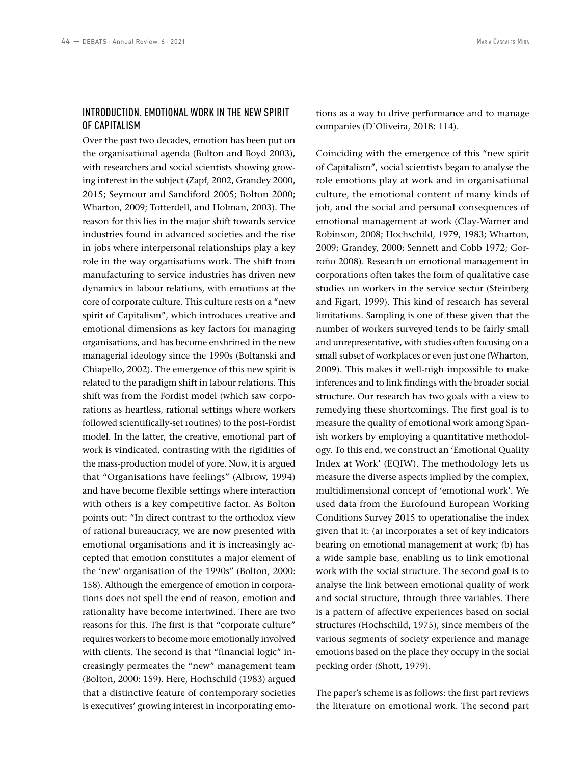## INTRODUCTION. EMOTIONAL WORK IN THE NEW SPIRIT OF CAPITALISM

Over the past two decades, emotion has been put on the organisational agenda (Bolton and Boyd 2003), with researchers and social scientists showing growing interest in the subject (Zapf, 2002, Grandey 2000, 2015; Seymour and Sandiford 2005; Bolton 2000; Wharton, 2009; Totterdell, and Holman, 2003). The reason for this lies in the major shift towards service industries found in advanced societies and the rise in jobs where interpersonal relationships play a key role in the way organisations work. The shift from manufacturing to service industries has driven new dynamics in labour relations, with emotions at the core of corporate culture. This culture rests on a "new spirit of Capitalism", which introduces creative and emotional dimensions as key factors for managing organisations, and has become enshrined in the new managerial ideology since the 1990s (Boltanski and Chiapello, 2002). The emergence of this new spirit is related to the paradigm shift in labour relations. This shift was from the Fordist model (which saw corporations as heartless, rational settings where workers followed scientifically-set routines) to the post-Fordist model. In the latter, the creative, emotional part of work is vindicated, contrasting with the rigidities of the mass-production model of yore. Now, it is argued that "Organisations have feelings" (Albrow, 1994) and have become flexible settings where interaction with others is a key competitive factor. As Bolton points out: "In direct contrast to the orthodox view of rational bureaucracy, we are now presented with emotional organisations and it is increasingly accepted that emotion constitutes a major element of the 'new' organisation of the 1990s" (Bolton, 2000: 158). Although the emergence of emotion in corporations does not spell the end of reason, emotion and rationality have become intertwined. There are two reasons for this. The first is that "corporate culture" requires workers to become more emotionally involved with clients. The second is that "financial logic" increasingly permeates the "new" management team (Bolton, 2000: 159). Here, Hochschild (1983) argued that a distinctive feature of contemporary societies is executives' growing interest in incorporating emotions as a way to drive performance and to manage companies (D´Oliveira, 2018: 114).

Coinciding with the emergence of this "new spirit of Capitalism", social scientists began to analyse the role emotions play at work and in organisational culture, the emotional content of many kinds of job, and the social and personal consequences of emotional management at work (Clay-Warner and Robinson, 2008; Hochschild, 1979, 1983; Wharton, 2009; Grandey, 2000; Sennett and Cobb 1972; Gorroño 2008). Research on emotional management in corporations often takes the form of qualitative case studies on workers in the service sector (Steinberg and Figart, 1999). This kind of research has several limitations. Sampling is one of these given that the number of workers surveyed tends to be fairly small and unrepresentative, with studies often focusing on a small subset of workplaces or even just one (Wharton, 2009). This makes it well-nigh impossible to make inferences and to link findings with the broader social structure. Our research has two goals with a view to remedying these shortcomings. The first goal is to measure the quality of emotional work among Spanish workers by employing a quantitative methodology. To this end, we construct an 'Emotional Quality Index at Work' (EQIW). The methodology lets us measure the diverse aspects implied by the complex, multidimensional concept of 'emotional work'. We used data from the Eurofound European Working Conditions Survey 2015 to operationalise the index given that it: (a) incorporates a set of key indicators bearing on emotional management at work; (b) has a wide sample base, enabling us to link emotional work with the social structure. The second goal is to analyse the link between emotional quality of work and social structure, through three variables. There is a pattern of affective experiences based on social structures (Hochschild, 1975), since members of the various segments of society experience and manage emotions based on the place they occupy in the social pecking order (Shott, 1979).

The paper's scheme is as follows: the first part reviews the literature on emotional work. The second part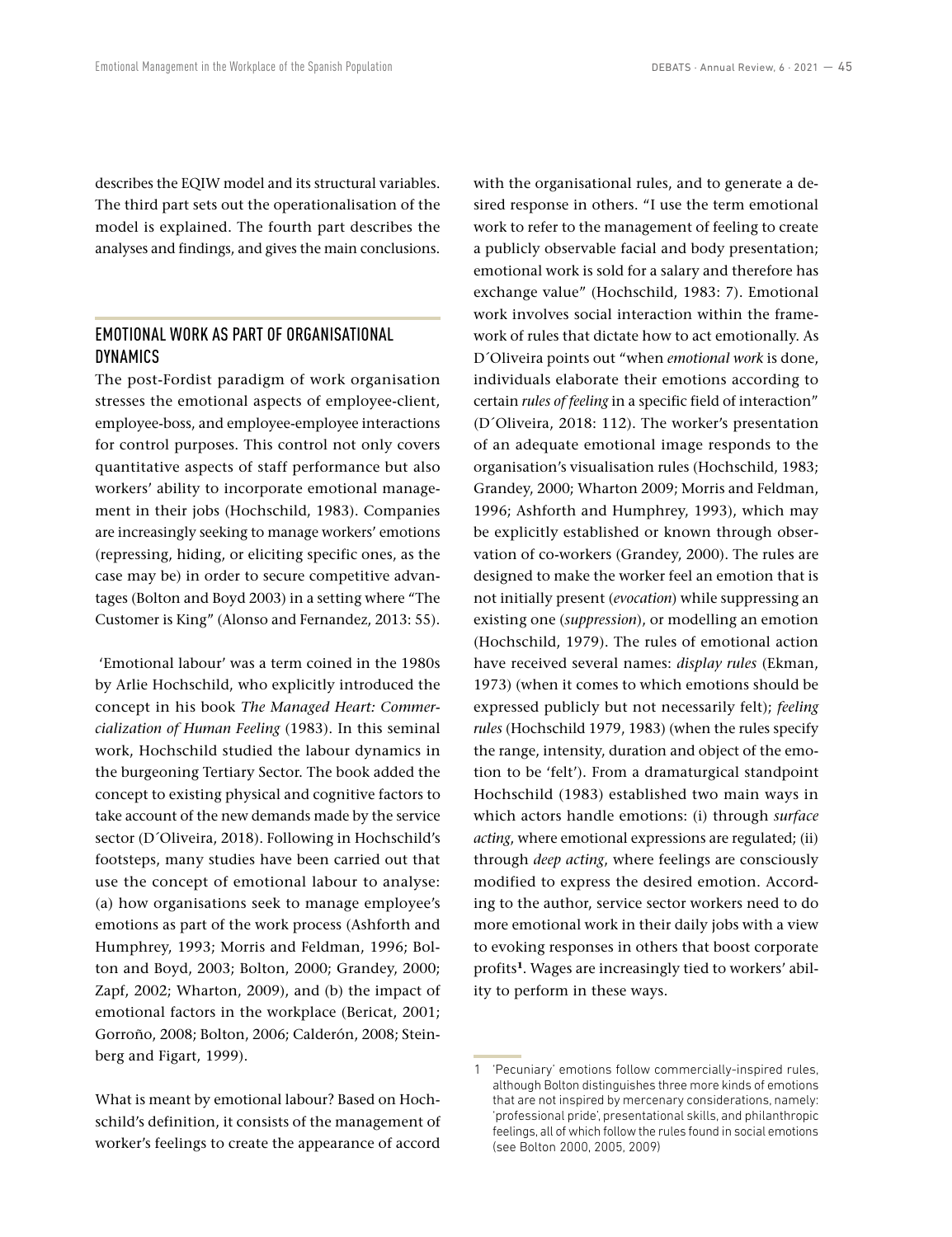describes the EQIW model and its structural variables. The third part sets out the operationalisation of the model is explained. The fourth part describes the analyses and findings, and gives the main conclusions.

## EMOTIONAL WORK AS PART OF ORGANISATIONAL DYNAMICS

The post-Fordist paradigm of work organisation stresses the emotional aspects of employee-client, employee-boss, and employee-employee interactions for control purposes. This control not only covers quantitative aspects of staff performance but also workers' ability to incorporate emotional management in their jobs (Hochschild, 1983). Companies are increasingly seeking to manage workers' emotions (repressing, hiding, or eliciting specific ones, as the case may be) in order to secure competitive advantages (Bolton and Boyd 2003) in a setting where "The Customer is King" (Alonso and Fernandez, 2013: 55).

'Emotional labour' was a term coined in the 1980s by Arlie Hochschild, who explicitly introduced the concept in his book *The Managed Heart: Commercialization of Human Feeling* (1983). In this seminal work, Hochschild studied the labour dynamics in the burgeoning Tertiary Sector. The book added the concept to existing physical and cognitive factors to take account of the new demands made by the service sector (D´Oliveira, 2018). Following in Hochschild's footsteps, many studies have been carried out that use the concept of emotional labour to analyse: (a) how organisations seek to manage employee's emotions as part of the work process (Ashforth and Humphrey, 1993; Morris and Feldman, 1996; Bolton and Boyd, 2003; Bolton, 2000; Grandey, 2000; Zapf, 2002; Wharton, 2009), and (b) the impact of emotional factors in the workplace (Bericat, 2001; Gorroño, 2008; Bolton, 2006; Calderón, 2008; Steinberg and Figart, 1999).

What is meant by emotional labour? Based on Hochschild's definition, it consists of the management of worker's feelings to create the appearance of accord with the organisational rules, and to generate a desired response in others. "I use the term emotional work to refer to the management of feeling to create a publicly observable facial and body presentation; emotional work is sold for a salary and therefore has exchange value" (Hochschild, 1983: 7). Emotional work involves social interaction within the framework of rules that dictate how to act emotionally. As D´Oliveira points out "when *emotional work* is done, individuals elaborate their emotions according to certain *rules of feeling* in a specific field of interaction" (D´Oliveira, 2018: 112). The worker's presentation of an adequate emotional image responds to the organisation's visualisation rules (Hochschild, 1983; Grandey, 2000; Wharton 2009; Morris and Feldman, 1996; Ashforth and Humphrey, 1993), which may be explicitly established or known through observation of co-workers (Grandey, 2000). The rules are designed to make the worker feel an emotion that is not initially present (*evocation*) while suppressing an existing one (*suppression*), or modelling an emotion (Hochschild, 1979). The rules of emotional action have received several names: *display rules* (Ekman, 1973) (when it comes to which emotions should be expressed publicly but not necessarily felt); *feeling rules* (Hochschild 1979, 1983) (when the rules specify the range, intensity, duration and object of the emotion to be 'felt'). From a dramaturgical standpoint Hochschild (1983) established two main ways in which actors handle emotions: (i) through *surface acting*, where emotional expressions are regulated; (ii) through *deep acting*, where feelings are consciously modified to express the desired emotion. According to the author, service sector workers need to do more emotional work in their daily jobs with a view to evoking responses in others that boost corporate profits**[1]**. Wages are increasingly tied to workers' ability to perform in these ways.

1 'Pecuniary' emotions follow commercially-inspired rules, although Bolton distinguishes three more kinds of emotions that are not inspired by mercenary considerations, namely: 'professional pride', presentational skills, and philanthropic feelings, all of which follow the rules found in social emotions (see Bolton 2000, 2005, 2009)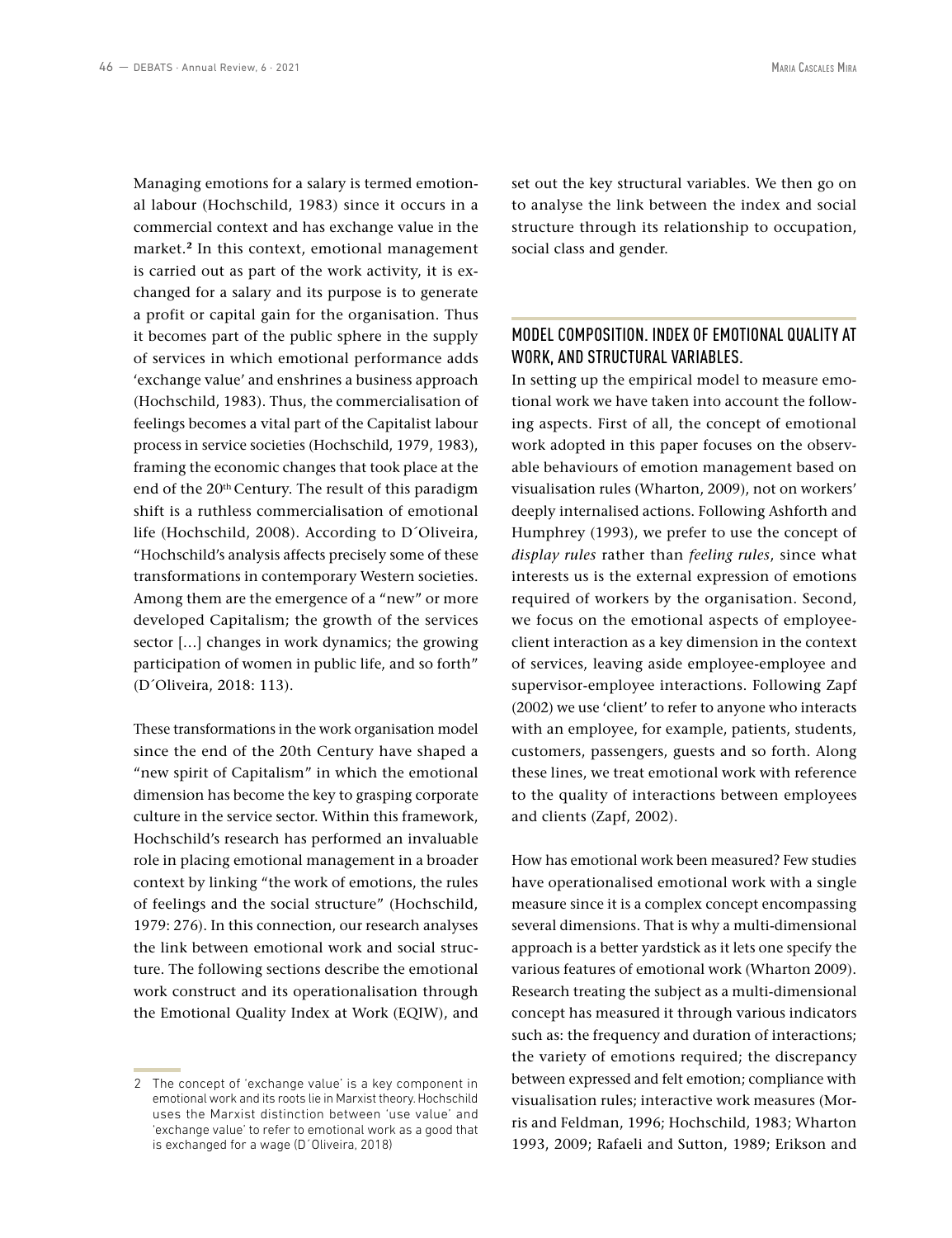Managing emotions for a salary is termed emotional labour (Hochschild, 1983) since it occurs in a commercial context and has exchange value in the market.[2] In this context, emotional management is carried out as part of the work activity, it is exchanged for a salary and its purpose is to generate a profit or capital gain for the organisation. Thus it becomes part of the public sphere in the supply of services in which emotional performance adds 'exchange value' and enshrines a business approach (Hochschild, 1983). Thus, the commercialisation of feelings becomes a vital part of the Capitalist labour process in service societies (Hochschild, 1979, 1983), framing the economic changes that took place at the end of the 20th Century. The result of this paradigm shift is a ruthless commercialisation of emotional life (Hochschild, 2008). According to D´Oliveira, "Hochschild's analysis affects precisely some of these transformations in contemporary Western societies. Among them are the emergence of a "new" or more developed Capitalism; the growth of the services sector […] changes in work dynamics; the growing participation of women in public life, and so forth" (D´Oliveira, 2018: 113).

These transformations in the work organisation model since the end of the 20th Century have shaped a "new spirit of Capitalism" in which the emotional dimension has become the key to grasping corporate culture in the service sector. Within this framework, Hochschild's research has performed an invaluable role in placing emotional management in a broader context by linking "the work of emotions, the rules of feelings and the social structure" (Hochschild, 1979: 276). In this connection, our research analyses the link between emotional work and social structure. The following sections describe the emotional work construct and its operationalisation through the Emotional Quality Index at Work (EQIW), and set out the key structural variables. We then go on to analyse the link between the index and social structure through its relationship to occupation, social class and gender.

## MODEL COMPOSITION. INDEX OF EMOTIONAL QUALITY AT WORK, AND STRUCTURAL VARIABLES.

In setting up the empirical model to measure emotional work we have taken into account the following aspects. First of all, the concept of emotional work adopted in this paper focuses on the observable behaviours of emotion management based on visualisation rules (Wharton, 2009), not on workers' deeply internalised actions. Following Ashforth and Humphrey (1993), we prefer to use the concept of *display rules* rather than *feeling rules*, since what interests us is the external expression of emotions required of workers by the organisation. Second, we focus on the emotional aspects of employee-client interaction as a key dimension in the context of services, leaving aside employee-employee and supervisor-employee interactions. Following Zapf (2002) we use 'client' to refer to anyone who interacts with an employee, for example, patients, students, customers, passengers, guests and so forth. Along these lines, we treat emotional work with reference to the quality of interactions between employees and clients (Zapf, 2002).

How has emotional work been measured? Few studies have operationalised emotional work with a single measure since it is a complex concept encompassing several dimensions. That is why a multi-dimensional approach is a better yardstick as it lets one specify the various features of emotional work (Wharton 2009). Research treating the subject as a multi-dimensional concept has measured it through various indicators such as: the frequency and duration of interactions; the variety of emotions required; the discrepancy between expressed and felt emotion; compliance with visualisation rules; interactive work measures (Morris and Feldman, 1996; Hochschild, 1983; Wharton 1993, 2009; Rafaeli and Sutton, 1989; Erikson and

2 The concept of 'exchange value' is a key component in emotional work and its roots lie in Marxist theory. Hochschild uses the Marxist distinction between 'use value' and 'exchange value' to refer to emotional work as a good that is exchanged for a wage (D´Oliveira, 2018)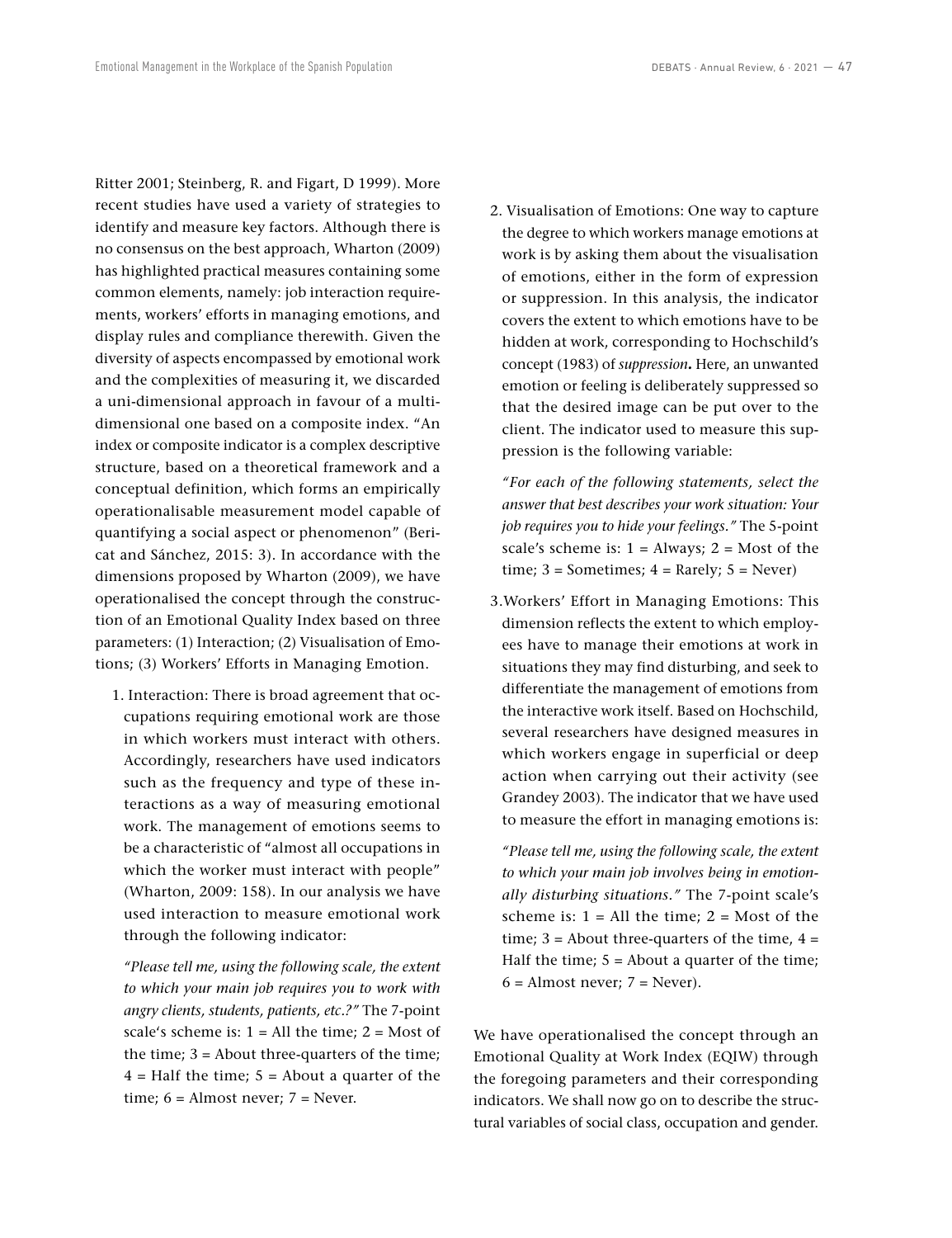Ritter 2001; Steinberg, R. and Figart, D 1999). More recent studies have used a variety of strategies to identify and measure key factors. Although there is no consensus on the best approach, Wharton (2009) has highlighted practical measures containing some common elements, namely: job interaction requirements, workers' efforts in managing emotions, and display rules and compliance therewith. Given the diversity of aspects encompassed by emotional work and the complexities of measuring it, we discarded a uni-dimensional approach in favour of a multi-dimensional one based on a composite index. "An index or composite indicator is a complex descriptive structure, based on a theoretical framework and a conceptual definition, which forms an empirically operationalisable measurement model capable of quantifying a social aspect or phenomenon" (Bericat and Sánchez, 2015: 3). In accordance with the dimensions proposed by Wharton (2009), we have operationalised the concept through the construction of an Emotional Quality Index based on three parameters: (1) Interaction; (2) Visualisation of Emotions; (3) Workers' Efforts in Managing Emotion.

1. Interaction: There is broad agreement that occupations requiring emotional work are those in which workers must interact with others. Accordingly, researchers have used indicators such as the frequency and type of these interactions as a way of measuring emotional work. The management of emotions seems to be a characteristic of "almost all occupations in which the worker must interact with people" (Wharton, 2009: 158). In our analysis we have used interaction to measure emotional work through the following indicator:

   *"Please tell me, using the following scale, the extent to which your main job requires you to work with angry clients, students, patients, etc.?"* The 7-point scale's scheme is: 1 = All the time; 2 = Most of the time; 3 = About three-quarters of the time; 4 = Half the time; 5 = About a quarter of the time; 6 = Almost never; 7 = Never.

2. Visualisation of Emotions: One way to capture the degree to which workers manage emotions at work is by asking them about the visualisation of emotions, either in the form of expression or suppression. In this analysis, the indicator covers the extent to which emotions have to be hidden at work, corresponding to Hochschild's concept (1983) of ***suppression*.** Here, an unwanted emotion or feeling is deliberately suppressed so that the desired image can be put over to the client. The indicator used to measure this suppression is the following variable:

   *"For each of the following statements, select the answer that best describes your work situation: Your job requires you to hide your feelings."* The 5-point scale's scheme is: 1 = Always; 2 = Most of the time; 3 = Sometimes; 4 = Rarely; 5 = Never)

3. Workers' Effort in Managing Emotions: This dimension reflects the extent to which employees have to manage their emotions at work in situations they may find disturbing, and seek to differentiate the management of emotions from the interactive work itself. Based on Hochschild, several researchers have designed measures in which workers engage in superficial or deep action when carrying out their activity (see Grandey 2003). The indicator that we have used to measure the effort in managing emotions is:

   *"Please tell me, using the following scale, the extent to which your main job involves being in emotionally disturbing situations."* The 7-point scale's scheme is: 1 = All the time; 2 = Most of the time; 3 = About three-quarters of the time, 4 = Half the time; 5 = About a quarter of the time; 6 = Almost never; 7 = Never).

We have operationalised the concept through an Emotional Quality at Work Index (EQIW) through the foregoing parameters and their corresponding indicators. We shall now go on to describe the structural variables of social class, occupation and gender.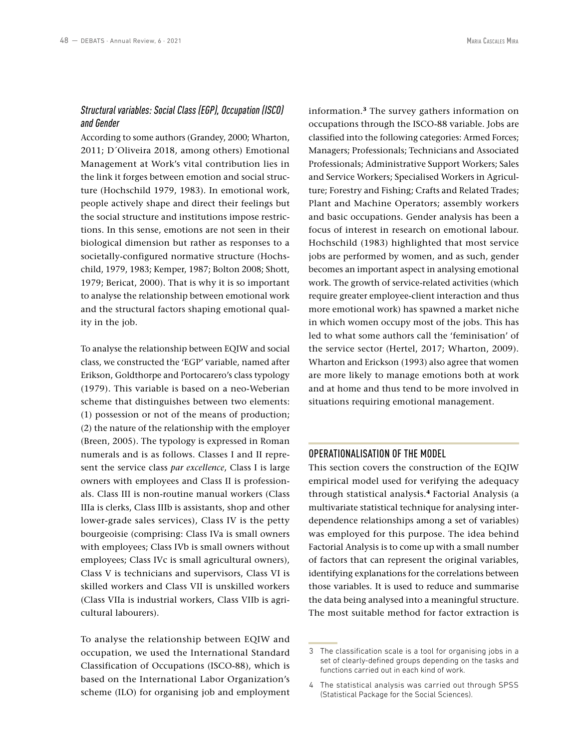### *Structural variables: Social Class (EGP), Occupation (ISCO) and Gender*

According to some authors (Grandey, 2000; Wharton, 2011; D´Oliveira 2018, among others) Emotional Management at Work's vital contribution lies in the link it forges between emotion and social structure (Hochschild 1979, 1983). In emotional work, people actively shape and direct their feelings but the social structure and institutions impose restrictions. In this sense, emotions are not seen in their biological dimension but rather as responses to a societally-configured normative structure (Hochschild, 1979, 1983; Kemper, 1987; Bolton 2008; Shott, 1979; Bericat, 2000). That is why it is so important to analyse the relationship between emotional work and the structural factors shaping emotional quality in the job.

To analyse the relationship between EQIW and social class, we constructed the 'EGP' variable, named after Erikson, Goldthorpe and Portocarero's class typology (1979). This variable is based on a neo-Weberian scheme that distinguishes between two elements: (1) possession or not of the means of production; (2) the nature of the relationship with the employer (Breen, 2005). The typology is expressed in Roman numerals and is as follows. Classes I and II represent the service class *par excellence*, Class I is large owners with employees and Class II is professionals. Class III is non-routine manual workers (Class IIIa is clerks, Class IIIb is assistants, shop and other lower-grade sales services), Class IV is the petty bourgeoisie (comprising: Class IVa is small owners with employees; Class IVb is small owners without employees; Class IVc is small agricultural owners), Class V is technicians and supervisors, Class VI is skilled workers and Class VII is unskilled workers (Class VIIa is industrial workers, Class VIIb is agricultural labourers).

To analyse the relationship between EQIW and occupation, we used the International Standard Classification of Occupations (ISCO-88), which is based on the International Labor Organization's scheme (ILO) for organising job and employment information.[3] The survey gathers information on occupations through the ISCO-88 variable. Jobs are classified into the following categories: Armed Forces; Managers; Professionals; Technicians and Associated Professionals; Administrative Support Workers; Sales and Service Workers; Specialised Workers in Agriculture; Forestry and Fishing; Crafts and Related Trades; Plant and Machine Operators; assembly workers and basic occupations. Gender analysis has been a focus of interest in research on emotional labour. Hochschild (1983) highlighted that most service jobs are performed by women, and as such, gender becomes an important aspect in analysing emotional work. The growth of service-related activities (which require greater employee-client interaction and thus more emotional work) has spawned a market niche in which women occupy most of the jobs. This has led to what some authors call the 'feminisation' of the service sector (Hertel, 2017; Wharton, 2009). Wharton and Erickson (1993) also agree that women are more likely to manage emotions both at work and at home and thus tend to be more involved in situations requiring emotional management.

## OPERATIONALISATION OF THE MODEL

This section covers the construction of the EQIW empirical model used for verifying the adequacy through statistical analysis.[4] Factorial Analysis (a multivariate statistical technique for analysing interdependence relationships among a set of variables) was employed for this purpose. The idea behind Factorial Analysis is to come up with a small number of factors that can represent the original variables, identifying explanations for the correlations between those variables. It is used to reduce and summarise the data being analysed into a meaningful structure. The most suitable method for factor extraction is

---

3 The classification scale is a tool for organising jobs in a set of clearly-defined groups depending on the tasks and functions carried out in each kind of work.

4 The statistical analysis was carried out through SPSS (Statistical Package for the Social Sciences).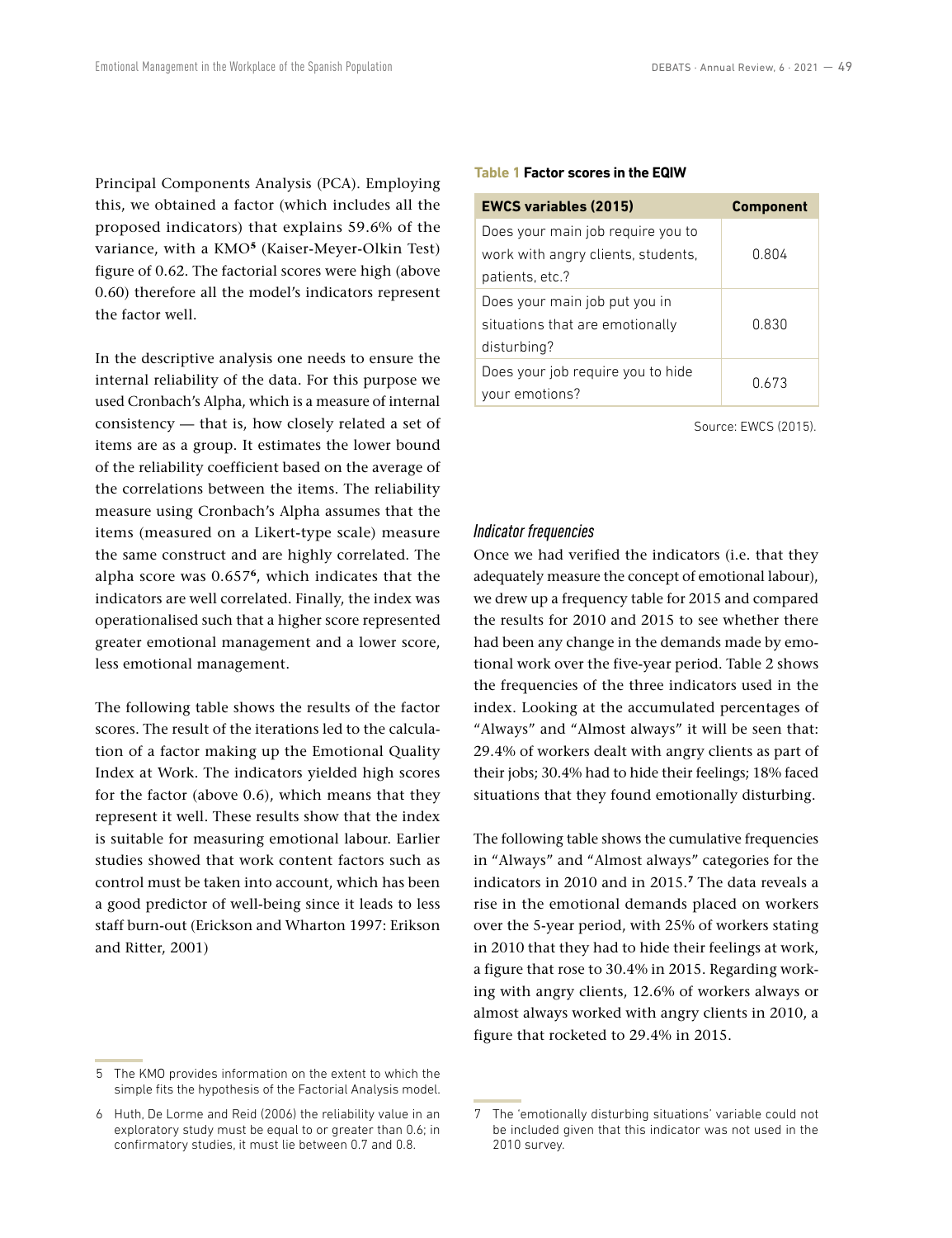Principal Components Analysis (PCA). Employing this, we obtained a factor (which includes all the proposed indicators) that explains 59.6% of the variance, with a KMO[5] (Kaiser-Meyer-Olkin Test) figure of 0.62. The factorial scores were high (above 0.60) therefore all the model's indicators represent the factor well.

In the descriptive analysis one needs to ensure the internal reliability of the data. For this purpose we used Cronbach's Alpha, which is a measure of internal consistency — that is, how closely related a set of items are as a group. It estimates the lower bound of the reliability coefficient based on the average of the correlations between the items. The reliability measure using Cronbach's Alpha assumes that the items (measured on a Likert-type scale) measure the same construct and are highly correlated. The alpha score was 0.657[6], which indicates that the indicators are well correlated. Finally, the index was operationalised such that a higher score represented greater emotional management and a lower score, less emotional management.

The following table shows the results of the factor scores. The result of the iterations led to the calculation of a factor making up the Emotional Quality Index at Work. The indicators yielded high scores for the factor (above 0.6), which means that they represent it well. These results show that the index is suitable for measuring emotional labour. Earlier studies showed that work content factors such as control must be taken into account, which has been a good predictor of well-being since it leads to less staff burn-out (Erickson and Wharton 1997: Erikson and Ritter, 2001)

**Table 1 Factor scores in the EQIW**

| EWCS variables (2015) | Component |
| --- | --- |
| Does your main job require you to work with angry clients, students, patients, etc.? | 0.804 |
| Does your main job put you in situations that are emotionally disturbing? | 0.830 |
| Does your job require you to hide your emotions? | 0.673 |

Source: EWCS (2015).

### *Indicator frequencies*

Once we had verified the indicators (i.e. that they adequately measure the concept of emotional labour), we drew up a frequency table for 2015 and compared the results for 2010 and 2015 to see whether there had been any change in the demands made by emotional work over the five-year period. Table 2 shows the frequencies of the three indicators used in the index. Looking at the accumulated percentages of "Always" and "Almost always" it will be seen that: 29.4% of workers dealt with angry clients as part of their jobs; 30.4% had to hide their feelings; 18% faced situations that they found emotionally disturbing.

The following table shows the cumulative frequencies in "Always" and "Almost always" categories for the indicators in 2010 and in 2015.[7] The data reveals a rise in the emotional demands placed on workers over the 5-year period, with 25% of workers stating in 2010 that they had to hide their feelings at work, a figure that rose to 30.4% in 2015. Regarding working with angry clients, 12.6% of workers always or almost always worked with angry clients in 2010, a figure that rocketed to 29.4% in 2015.

---

5 The KMO provides information on the extent to which the simple fits the hypothesis of the Factorial Analysis model.

6 Huth, De Lorme and Reid (2006) the reliability value in an exploratory study must be equal to or greater than 0.6; in confirmatory studies, it must lie between 0.7 and 0.8.

7 The 'emotionally disturbing situations' variable could not be included given that this indicator was not used in the 2010 survey.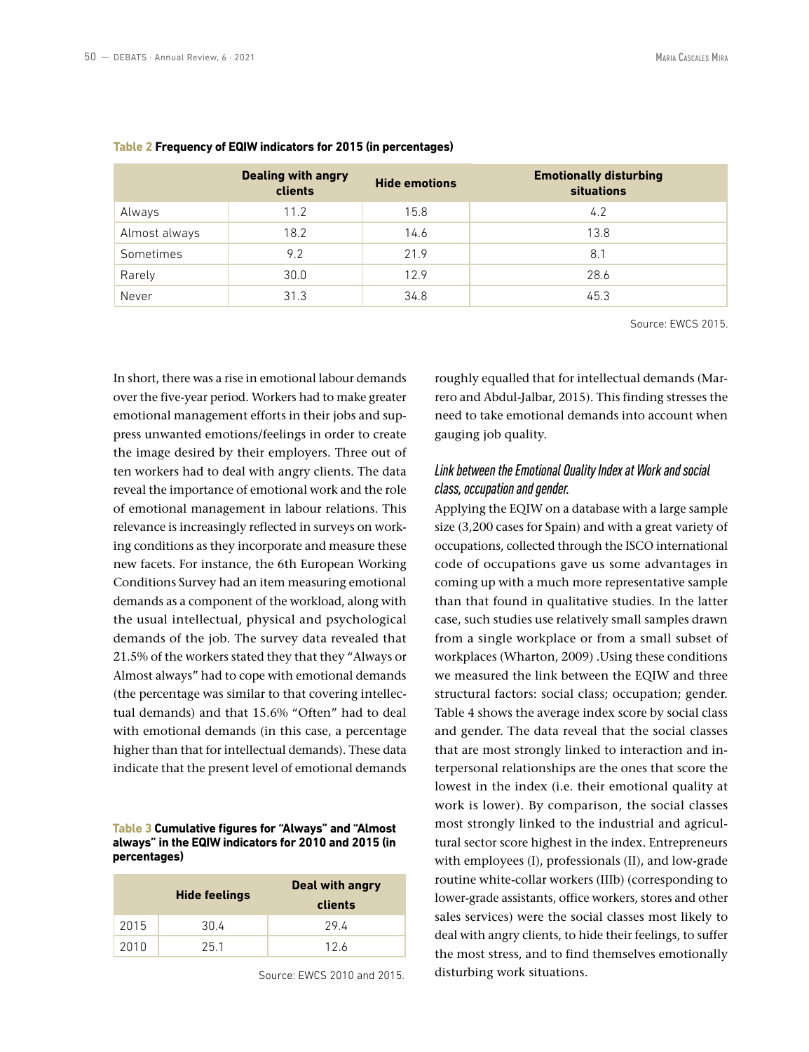**Table 2** **Frequency of EQIW indicators for 2015 (in percentages)**

| | Dealing with angry clients | Hide emotions | Emotionally disturbing situations |
|---|---|---|---|
| Always | 11.2 | 15.8 | 4.2 |
| Almost always | 18.2 | 14.6 | 13.8 |
| Sometimes | 9.2 | 21.9 | 8.1 |
| Rarely | 30.0 | 12.9 | 28.6 |
| Never | 31.3 | 34.8 | 45.3 |

Source: EWCS 2015.

In short, there was a rise in emotional labour demands over the five-year period. Workers had to make greater emotional management efforts in their jobs and suppress unwanted emotions/feelings in order to create the image desired by their employers. Three out of ten workers had to deal with angry clients. The data reveal the importance of emotional work and the role of emotional management in labour relations. This relevance is increasingly reflected in surveys on working conditions as they incorporate and measure these new facets. For instance, the 6th European Working Conditions Survey had an item measuring emotional demands as a component of the workload, along with the usual intellectual, physical and psychological demands of the job. The survey data revealed that 21.5% of the workers stated they that they "Always or Almost always" had to cope with emotional demands (the percentage was similar to that covering intellectual demands) and that 15.6% "Often" had to deal with emotional demands (in this case, a percentage higher than that for intellectual demands). These data indicate that the present level of emotional demands roughly equalled that for intellectual demands (Marrero and Abdul-Jalbar, 2015). This finding stresses the need to take emotional demands into account when gauging job quality.

**Table 3** **Cumulative figures for "Always" and "Almost always" in the EQIW indicators for 2010 and 2015 (in percentages)**

| | Hide feelings | Deal with angry clients |
|---|---|---|
| 2015 | 30.4 | 29.4 |
| 2010 | 25.1 | 12.6 |

Source: EWCS 2010 and 2015.

### *Link between the Emotional Quality Index at Work and social class, occupation and gender.*

Applying the EQIW on a database with a large sample size (3,200 cases for Spain) and with a great variety of occupations, collected through the ISCO international code of occupations gave us some advantages in coming up with a much more representative sample than that found in qualitative studies. In the latter case, such studies use relatively small samples drawn from a single workplace or from a small subset of workplaces (Wharton, 2009) .Using these conditions we measured the link between the EQIW and three structural factors: social class; occupation; gender. Table 4 shows the average index score by social class and gender. The data reveal that the social classes that are most strongly linked to interaction and interpersonal relationships are the ones that score the lowest in the index (i.e. their emotional quality at work is lower). By comparison, the social classes most strongly linked to the industrial and agricultural sector score highest in the index. Entrepreneurs with employees (I), professionals (II), and low-grade routine white-collar workers (IIIb) (corresponding to lower-grade assistants, office workers, stores and other sales services) were the social classes most likely to deal with angry clients, to hide their feelings, to suffer the most stress, and to find themselves emotionally disturbing work situations.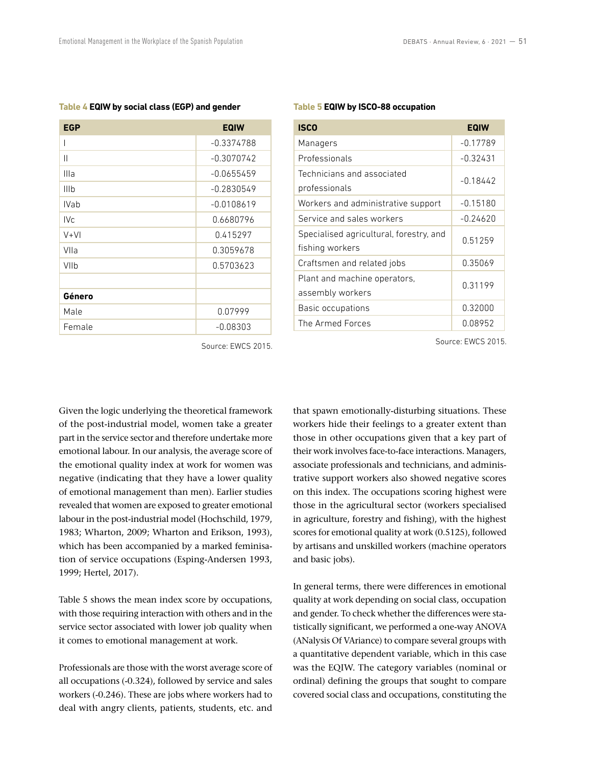**Table 4 EQIW by social class (EGP) and gender**

| EGP | EQIW |
|---|---|
| I | -0.3374788 |
| II | -0.3070742 |
| IIIa | -0.0655459 |
| IIIb | -0.2830549 |
| IVab | -0.0108619 |
| IVc | 0.6680796 |
| V+VI | 0.415297 |
| VIIa | 0.3059678 |
| VIIb | 0.5703623 |
| | |
| **Género** | |
| Male | 0.07999 |
| Female | -0.08303 |

Source: EWCS 2015.

**Table 5 EQIW by ISCO-88 occupation**

| ISCO | EQIW |
|---|---|
| Managers | -0.17789 |
| Professionals | -0.32431 |
| Technicians and associated professionals | -0.18442 |
| Workers and administrative support | -0.15180 |
| Service and sales workers | -0.24620 |
| Specialised agricultural, forestry, and fishing workers | 0.51259 |
| Craftsmen and related jobs | 0.35069 |
| Plant and machine operators, assembly workers | 0.31199 |
| Basic occupations | 0.32000 |
| The Armed Forces | 0.08952 |

Source: EWCS 2015.

Given the logic underlying the theoretical framework of the post-industrial model, women take a greater part in the service sector and therefore undertake more emotional labour. In our analysis, the average score of the emotional quality index at work for women was negative (indicating that they have a lower quality of emotional management than men). Earlier studies revealed that women are exposed to greater emotional labour in the post-industrial model (Hochschild, 1979, 1983; Wharton, 2009; Wharton and Erikson, 1993), which has been accompanied by a marked feminisation of service occupations (Esping-Andersen 1993, 1999; Hertel, 2017).

Table 5 shows the mean index score by occupations, with those requiring interaction with others and in the service sector associated with lower job quality when it comes to emotional management at work.

Professionals are those with the worst average score of all occupations (-0.324), followed by service and sales workers (-0.246). These are jobs where workers had to deal with angry clients, patients, students, etc. and that spawn emotionally-disturbing situations. These workers hide their feelings to a greater extent than those in other occupations given that a key part of their work involves face-to-face interactions. Managers, associate professionals and technicians, and administrative support workers also showed negative scores on this index. The occupations scoring highest were those in the agricultural sector (workers specialised in agriculture, forestry and fishing), with the highest scores for emotional quality at work (0.5125), followed by artisans and unskilled workers (machine operators and basic jobs).

In general terms, there were differences in emotional quality at work depending on social class, occupation and gender. To check whether the differences were statistically significant, we performed a one-way ANOVA (ANalysis Of VAriance) to compare several groups with a quantitative dependent variable, which in this case was the EQIW. The category variables (nominal or ordinal) defining the groups that sought to compare covered social class and occupations, constituting the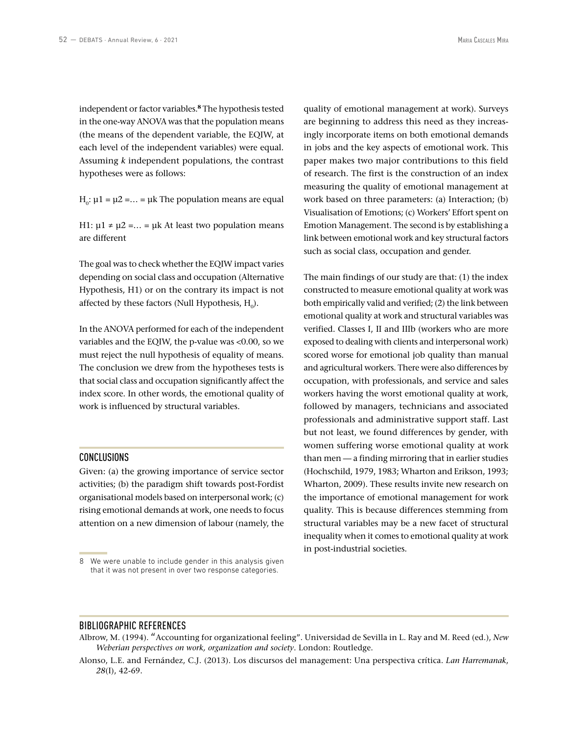independent or factor variables.[8] The hypothesis tested in the one-way ANOVA was that the population means (the means of the dependent variable, the EQIW, at each level of the independent variables) were equal. Assuming *k* independent populations, the contrast hypotheses were as follows:

$H_0$: $\mu 1 = \mu 2 = \ldots = \mu k$ The population means are equal

H1: $\mu 1 \neq \mu 2 = \ldots = \mu k$ At least two population means are different

The goal was to check whether the EQIW impact varies depending on social class and occupation (Alternative Hypothesis, H1) or on the contrary its impact is not affected by these factors (Null Hypothesis, $H_0$).

In the ANOVA performed for each of the independent variables and the EQIW, the p-value was <0.00, so we must reject the null hypothesis of equality of means. The conclusion we drew from the hypotheses tests is that social class and occupation significantly affect the index score. In other words, the emotional quality of work is influenced by structural variables.

## CONCLUSIONS

Given: (a) the growing importance of service sector activities; (b) the paradigm shift towards post-Fordist organisational models based on interpersonal work; (c) rising emotional demands at work, one needs to focus attention on a new dimension of labour (namely, the quality of emotional management at work). Surveys are beginning to address this need as they increasingly incorporate items on both emotional demands in jobs and the key aspects of emotional work. This paper makes two major contributions to this field of research. The first is the construction of an index measuring the quality of emotional management at work based on three parameters: (a) Interaction; (b) Visualisation of Emotions; (c) Workers' Effort spent on Emotion Management. The second is by establishing a link between emotional work and key structural factors such as social class, occupation and gender.

The main findings of our study are that: (1) the index constructed to measure emotional quality at work was both empirically valid and verified; (2) the link between emotional quality at work and structural variables was verified. Classes I, II and IIIb (workers who are more exposed to dealing with clients and interpersonal work) scored worse for emotional job quality than manual and agricultural workers. There were also differences by occupation, with professionals, and service and sales workers having the worst emotional quality at work, followed by managers, technicians and associated professionals and administrative support staff. Last but not least, we found differences by gender, with women suffering worse emotional quality at work than men — a finding mirroring that in earlier studies (Hochschild, 1979, 1983; Wharton and Erikson, 1993; Wharton, 2009). These results invite new research on the importance of emotional management for work quality. This is because differences stemming from structural variables may be a new facet of structural inequality when it comes to emotional quality at work in post-industrial societies.

[8] We were unable to include gender in this analysis given that it was not present in over two response categories.

## BIBLIOGRAPHIC REFERENCES

Albrow, M. (1994). "Accounting for organizational feeling". Universidad de Sevilla in L. Ray and M. Reed (ed.), *New Weberian perspectives on work, organization and society*. London: Routledge.

Alonso, L.E. and Fernández, C.J. (2013). Los discursos del management: Una perspectiva crítica. *Lan Harremanak*, *28*(I), 42-69.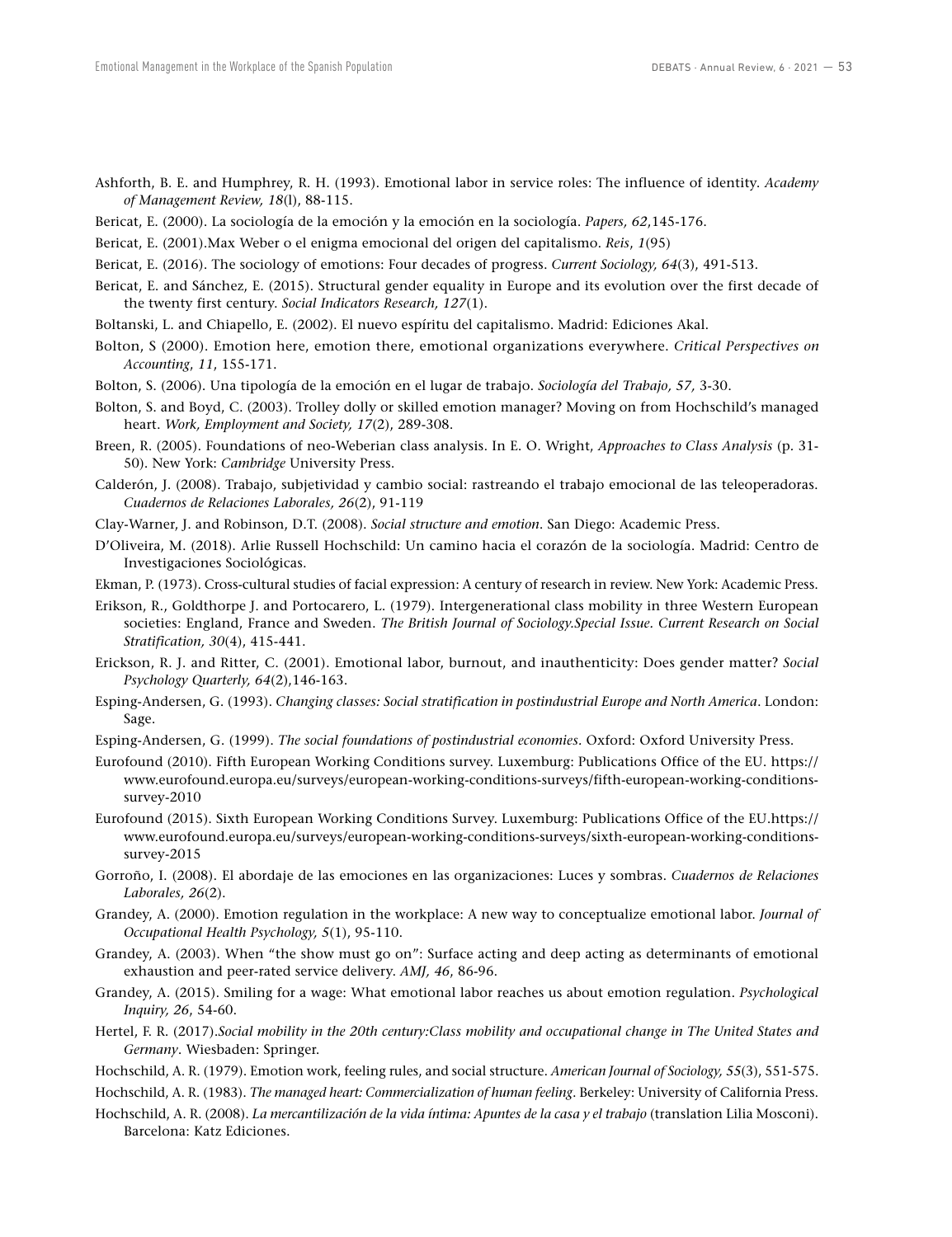Ashforth, B. E. and Humphrey, R. H. (1993). Emotional labor in service roles: The influence of identity. *Academy of Management Review, 18*(l), 88-115.

Bericat, E. (2000). La sociología de la emoción y la emoción en la sociología. *Papers, 62*,145-176.

Bericat, E. (2001).Max Weber o el enigma emocional del origen del capitalismo. *Reis*, *1*(95)

Bericat, E. (2016). The sociology of emotions: Four decades of progress. *Current Sociology, 64*(3), 491-513.

Bericat, E. and Sánchez, E. (2015). Structural gender equality in Europe and its evolution over the first decade of the twenty first century. *Social Indicators Research, 127*(1).

Boltanski, L. and Chiapello, E. (2002). El nuevo espíritu del capitalismo. Madrid: Ediciones Akal.

Bolton, S (2000). Emotion here, emotion there, emotional organizations everywhere. *Critical Perspectives on Accounting*, *11*, 155-171.

Bolton, S. (2006). Una tipología de la emoción en el lugar de trabajo. *Sociología del Trabajo, 57,* 3-30.

Bolton, S. and Boyd, C. (2003). Trolley dolly or skilled emotion manager? Moving on from Hochschild's managed heart. *Work, Employment and Society, 17*(2), 289-308.

Breen, R. (2005). Foundations of neo-Weberian class analysis. In E. O. Wright, *Approaches to Class Analysis* (p. 31-50). New York: *Cambridge* University Press.

Calderón, J. (2008). Trabajo, subjetividad y cambio social: rastreando el trabajo emocional de las teleoperadoras. *Cuadernos de Relaciones Laborales, 26*(2), 91-119

Clay-Warner, J. and Robinson, D.T. (2008). *Social structure and emotion*. San Diego: Academic Press.

D'Oliveira, M. (2018). Arlie Russell Hochschild: Un camino hacia el corazón de la sociología. Madrid: Centro de Investigaciones Sociológicas.

Ekman, P. (1973). Cross-cultural studies of facial expression: A century of research in review. New York: Academic Press.

Erikson, R., Goldthorpe J. and Portocarero, L. (1979). Intergenerational class mobility in three Western European societies: England, France and Sweden. *The British Journal of Sociology.Special Issue. Current Research on Social Stratification, 30*(4), 415-441.

Erickson, R. J. and Ritter, C. (2001). Emotional labor, burnout, and inauthenticity: Does gender matter? *Social Psychology Quarterly, 64*(2),146-163.

Esping-Andersen, G. (1993). *Changing classes: Social stratification in postindustrial Europe and North America*. London: Sage.

Esping-Andersen, G. (1999). *The social foundations of postindustrial economies*. Oxford: Oxford University Press.

Eurofound (2010). Fifth European Working Conditions survey. Luxemburg: Publications Office of the EU. https://www.eurofound.europa.eu/surveys/european-working-conditions-surveys/fifth-european-working-conditions-survey-2010

Eurofound (2015). Sixth European Working Conditions Survey. Luxemburg: Publications Office of the EU.https://www.eurofound.europa.eu/surveys/european-working-conditions-surveys/sixth-european-working-conditions-survey-2015

Gorroño, I. (2008). El abordaje de las emociones en las organizaciones: Luces y sombras. *Cuadernos de Relaciones Laborales, 26*(2).

Grandey, A. (2000). Emotion regulation in the workplace: A new way to conceptualize emotional labor. *Journal of Occupational Health Psychology, 5*(1), 95-110.

Grandey, A. (2003). When "the show must go on": Surface acting and deep acting as determinants of emotional exhaustion and peer-rated service delivery. *AMJ, 46*, 86-96.

Grandey, A. (2015). Smiling for a wage: What emotional labor reaches us about emotion regulation. *Psychological Inquiry, 26*, 54-60.

Hertel, F. R. (2017).*Social mobility in the 20th century:Class mobility and occupational change in The United States and Germany*. Wiesbaden: Springer.

Hochschild, A. R. (1979). Emotion work, feeling rules, and social structure. *American Journal of Sociology, 55*(3), 551-575.

Hochschild, A. R. (1983). *The managed heart: Commercialization of human feeling*. Berkeley: University of California Press.

Hochschild, A. R. (2008). *La mercantilización de la vida íntima: Apuntes de la casa y el trabajo* (translation Lilia Mosconi). Barcelona: Katz Ediciones.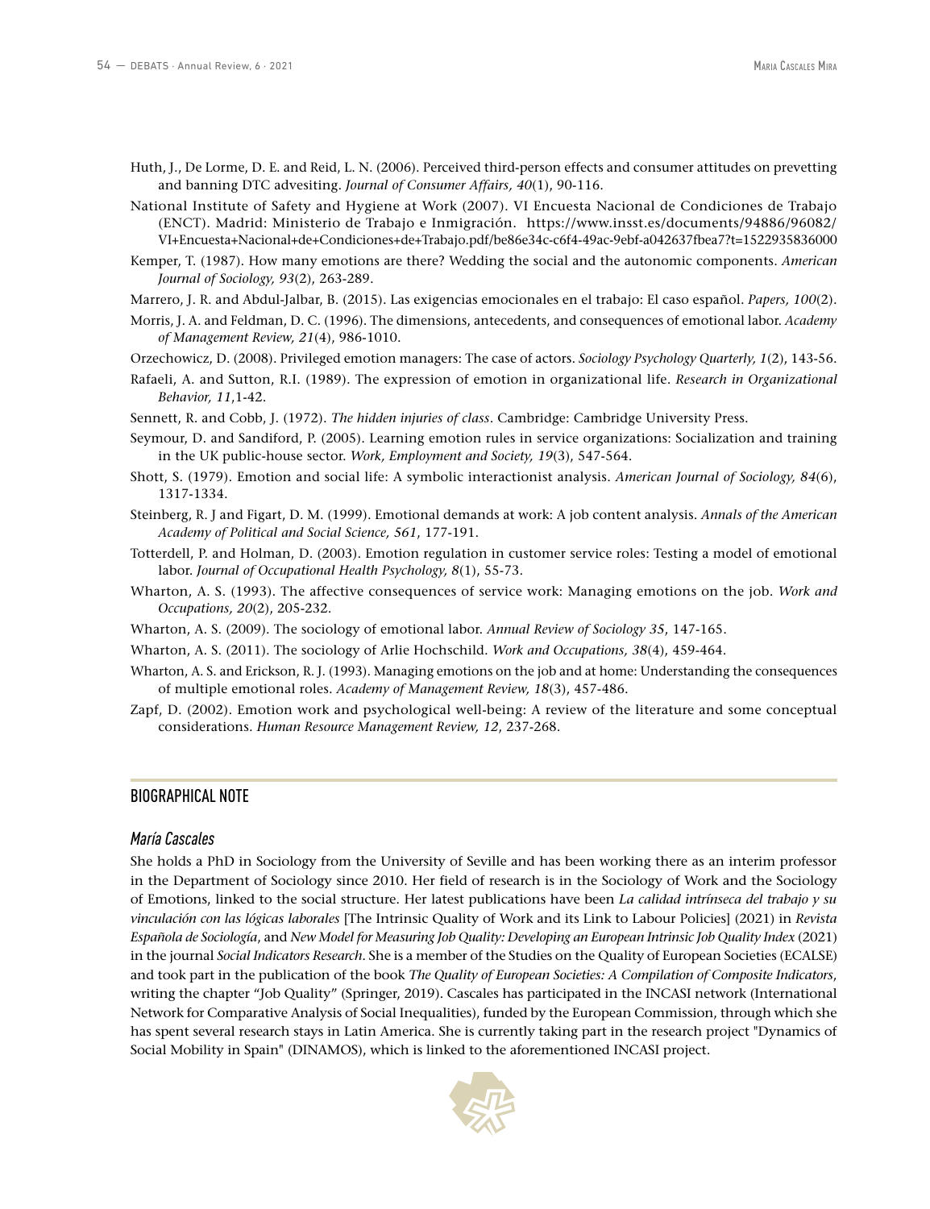Huth, J., De Lorme, D. E. and Reid, L. N. (2006). Perceived third-person effects and consumer attitudes on prevetting and banning DTC advesiting. *Journal of Consumer Affairs, 40*(1), 90-116.

National Institute of Safety and Hygiene at Work (2007). VI Encuesta Nacional de Condiciones de Trabajo (ENCT). Madrid: Ministerio de Trabajo e Inmigración. https://www.insst.es/documents/94886/96082/VI+Encuesta+Nacional+de+Condiciones+de+Trabajo.pdf/be86e34c-c6f4-49ac-9ebf-a042637fbea7?t=1522935836000

Kemper, T. (1987). How many emotions are there? Wedding the social and the autonomic components. *American Journal of Sociology, 93*(2), 263-289.

Marrero, J. R. and Abdul-Jalbar, B. (2015). Las exigencias emocionales en el trabajo: El caso español. *Papers, 100*(2).

Morris, J. A. and Feldman, D. C. (1996). The dimensions, antecedents, and consequences of emotional labor. *Academy of Management Review, 21*(4), 986-1010.

Orzechowicz, D. (2008). Privileged emotion managers: The case of actors. *Sociology Psychology Quarterly, 1*(2), 143-56.

Rafaeli, A. and Sutton, R.I. (1989). The expression of emotion in organizational life. *Research in Organizational Behavior, 11*,1-42.

Sennett, R. and Cobb, J. (1972). *The hidden injuries of class*. Cambridge: Cambridge University Press.

Seymour, D. and Sandiford, P. (2005). Learning emotion rules in service organizations: Socialization and training in the UK public-house sector. *Work, Employment and Society, 19*(3), 547-564.

Shott, S. (1979). Emotion and social life: A symbolic interactionist analysis. *American Journal of Sociology, 84*(6), 1317-1334.

Steinberg, R. J and Figart, D. M. (1999). Emotional demands at work: A job content analysis. *Annals of the American Academy of Political and Social Science, 561*, 177-191.

Totterdell, P. and Holman, D. (2003). Emotion regulation in customer service roles: Testing a model of emotional labor. *Journal of Occupational Health Psychology, 8*(1), 55-73.

Wharton, A. S. (1993). The affective consequences of service work: Managing emotions on the job. *Work and Occupations, 20*(2), 205-232.

Wharton, A. S. (2009). The sociology of emotional labor. *Annual Review of Sociology 35*, 147-165.

Wharton, A. S. (2011). The sociology of Arlie Hochschild. *Work and Occupations, 38*(4), 459-464.

Wharton, A. S. and Erickson, R. J. (1993). Managing emotions on the job and at home: Understanding the consequences of multiple emotional roles. *Academy of Management Review, 18*(3), 457-486.

Zapf, D. (2002). Emotion work and psychological well-being: A review of the literature and some conceptual considerations. *Human Resource Management Review, 12*, 237-268.

## BIOGRAPHICAL NOTE

### *María Cascales*

She holds a PhD in Sociology from the University of Seville and has been working there as an interim professor in the Department of Sociology since 2010. Her field of research is in the Sociology of Work and the Sociology of Emotions, linked to the social structure. Her latest publications have been *La calidad intrínseca del trabajo y su vinculación con las lógicas laborales* [The Intrinsic Quality of Work and its Link to Labour Policies] (2021) in *Revista Española de Sociología*, and *New Model for Measuring Job Quality: Developing an European Intrinsic Job Quality Index* (2021) in the journal *Social Indicators Research*. She is a member of the Studies on the Quality of European Societies (ECALSE) and took part in the publication of the book *The Quality of European Societies: A Compilation of Composite Indicators*, writing the chapter "Job Quality" (Springer, 2019). Cascales has participated in the INCASI network (International Network for Comparative Analysis of Social Inequalities), funded by the European Commission, through which she has spent several research stays in Latin America. She is currently taking part in the research project "Dynamics of Social Mobility in Spain" (DINAMOS), which is linked to the aforementioned INCASI project.